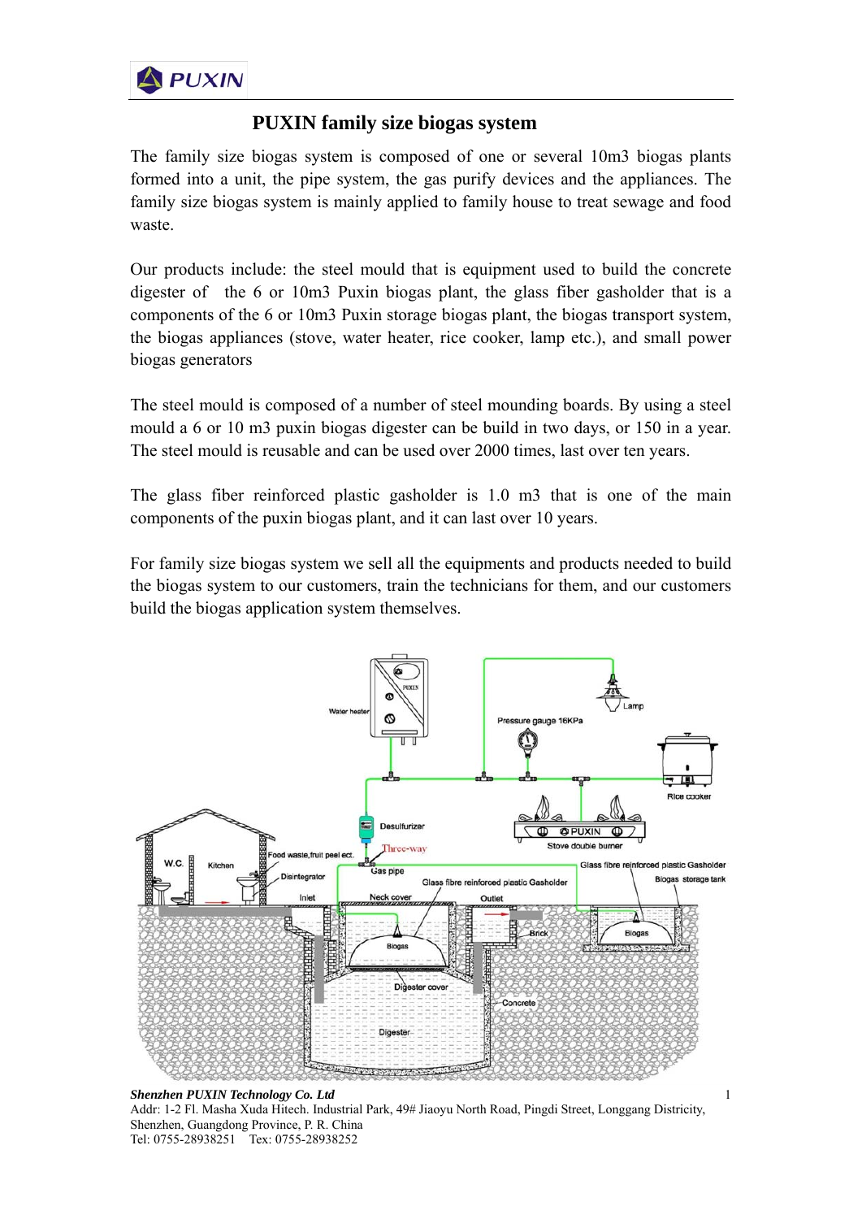# PUXIN family size biogas system

The family size biogas system is composed of one or several 10m3 biogas plants formed into a unit, the pipe system, the gas purify devices and the appliances. The family size biogas system is mainly applied to family house to treat sewage and food waste.

Our products include: the steel mould that is equipment used to build the concrete digester of the 6 or 10m3 Puxin biogas plant, the glass fiber gasholder that is a components of the 6 or 10m3 Puxin storage biogas plant, the biogas transport system, the biogas appliances (stove, water heater, rice cooker, lamp etc.), and small power biogas generators

The steel mould is composed of a number of steel mounding boards. By using a steel mould a 6 or 10 m3 puxin biogas digester can be build in two days, or 150 in a year. The steel mould is reusable and can be used over 2000 times, last over ten years.

The glass fiber reinforced plastic gasholder is 1.0 m3 that is one of the main components of the puxin biogas plant, and it can last over 10 years.

For family size biogas system we sell all the equipments and products needed to build the biogas system to our customers, train the technicians for them, and our customers build the biogas application system themselves.

*Shenzhen PUXIN Technology Co. Ltd*
Addr: 1-2 Fl. Masha Xuda Hitech. Industrial Park, 49# Jiaoyu North Road, Pingdi Street, Longgang Districity, Shenzhen, Guangdong Province, P. R. China
Tel: 0755-28938251 Tex: 0755-28938252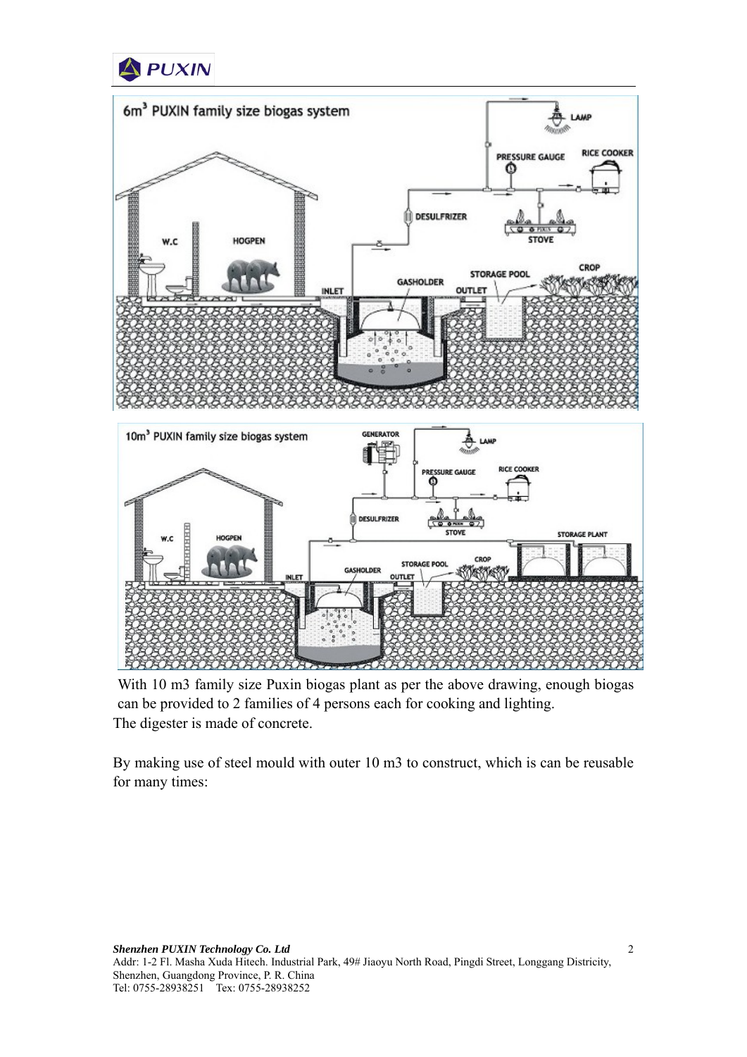With 10 m3 family size Puxin biogas plant as per the drawing, enough biogas can be provided to 2 families of 4 persons each for cooking and lighting.
The digester is made of concrete.

By making use of steel mould with outer 10 m3 to construct, which is can be reusable for many times: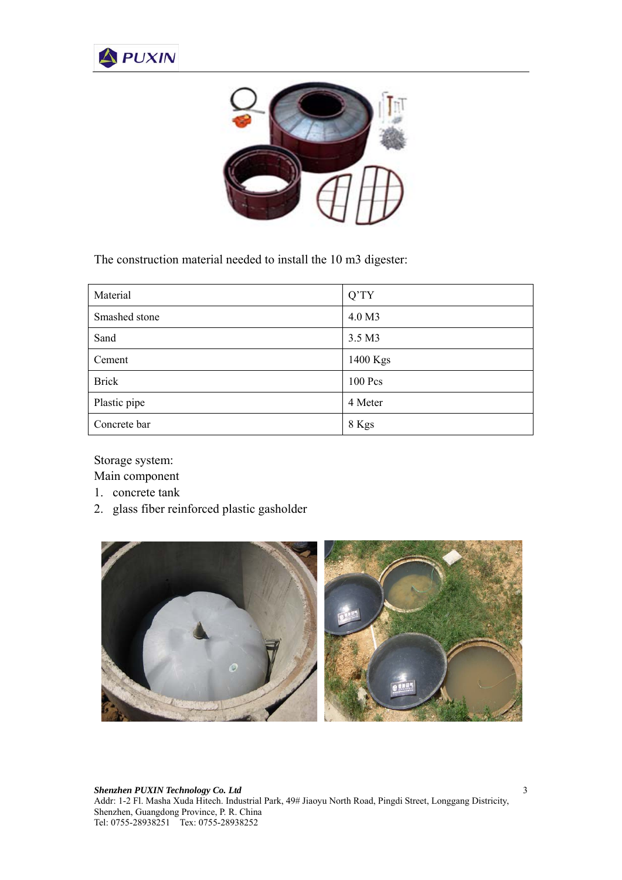The construction material needed to install the 10 m3 digester:

| Material | Q'TY |
| --- | --- |
| Smashed stone | 4.0 M3 |
| Sand | 3.5 M3 |
| Cement | 1400 Kgs |
| Brick | 100 Pcs |
| Plastic pipe | 4 Meter |
| Concrete bar | 8 Kgs |

Storage system:

Main component

1. concrete tank
2. glass fiber reinforced plastic gasholder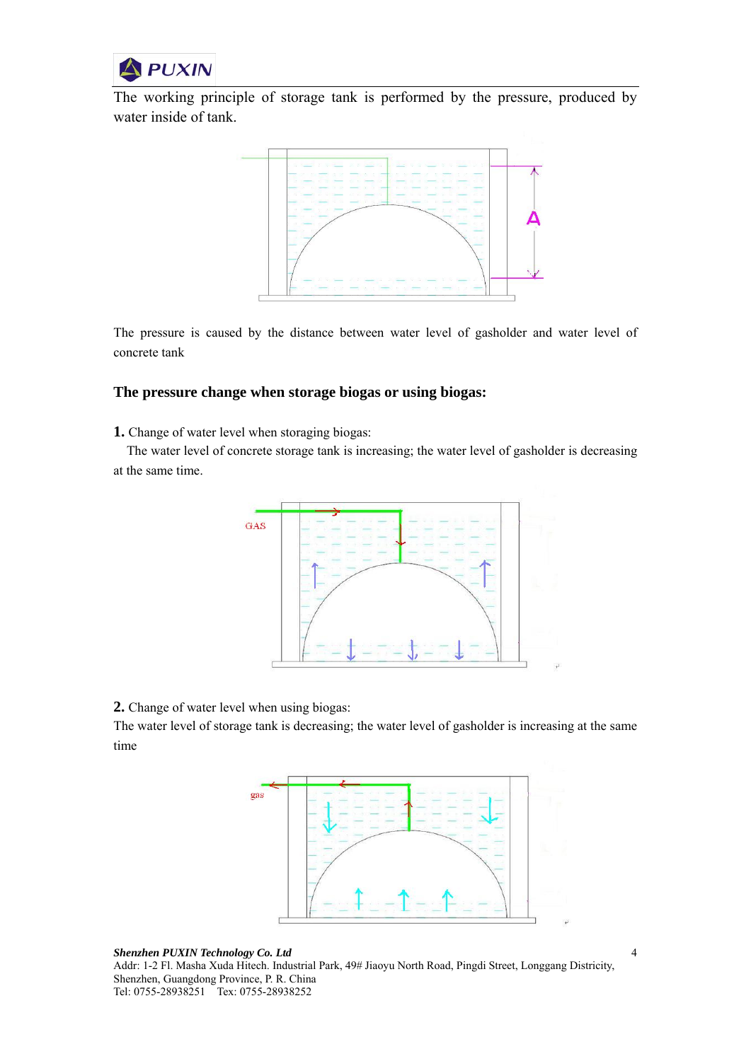The working principle of storage tank is performed by the pressure, produced by water inside of tank.

The pressure is caused by the distance between water level of gasholder and water level of concrete tank

### The pressure change when storage biogas or using biogas:

**1.** Change of water level when storaging biogas:

The water level of concrete storage tank is increasing; the water level of gasholder is decreasing at the same time.

**2.** Change of water level when using biogas:

The water level of storage tank is decreasing; the water level of gasholder is increasing at the same time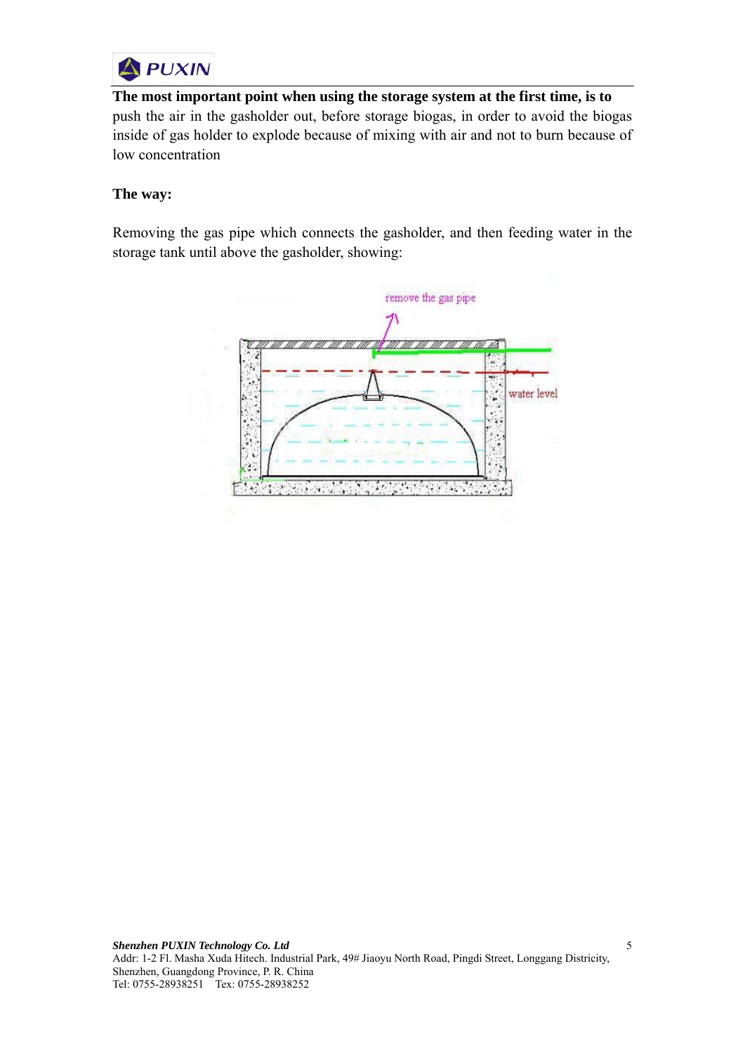**The most important point when using the storage system at the first time, is to** push the air in the gasholder out, before storage biogas, in order to avoid the biogas inside of gas holder to explode because of mixing with air and not to burn because of low concentration

**The way:**

Removing the gas pipe which connects the gasholder, and then feeding water in the storage tank until above the gasholder, showing:

remove the gas pipe

water level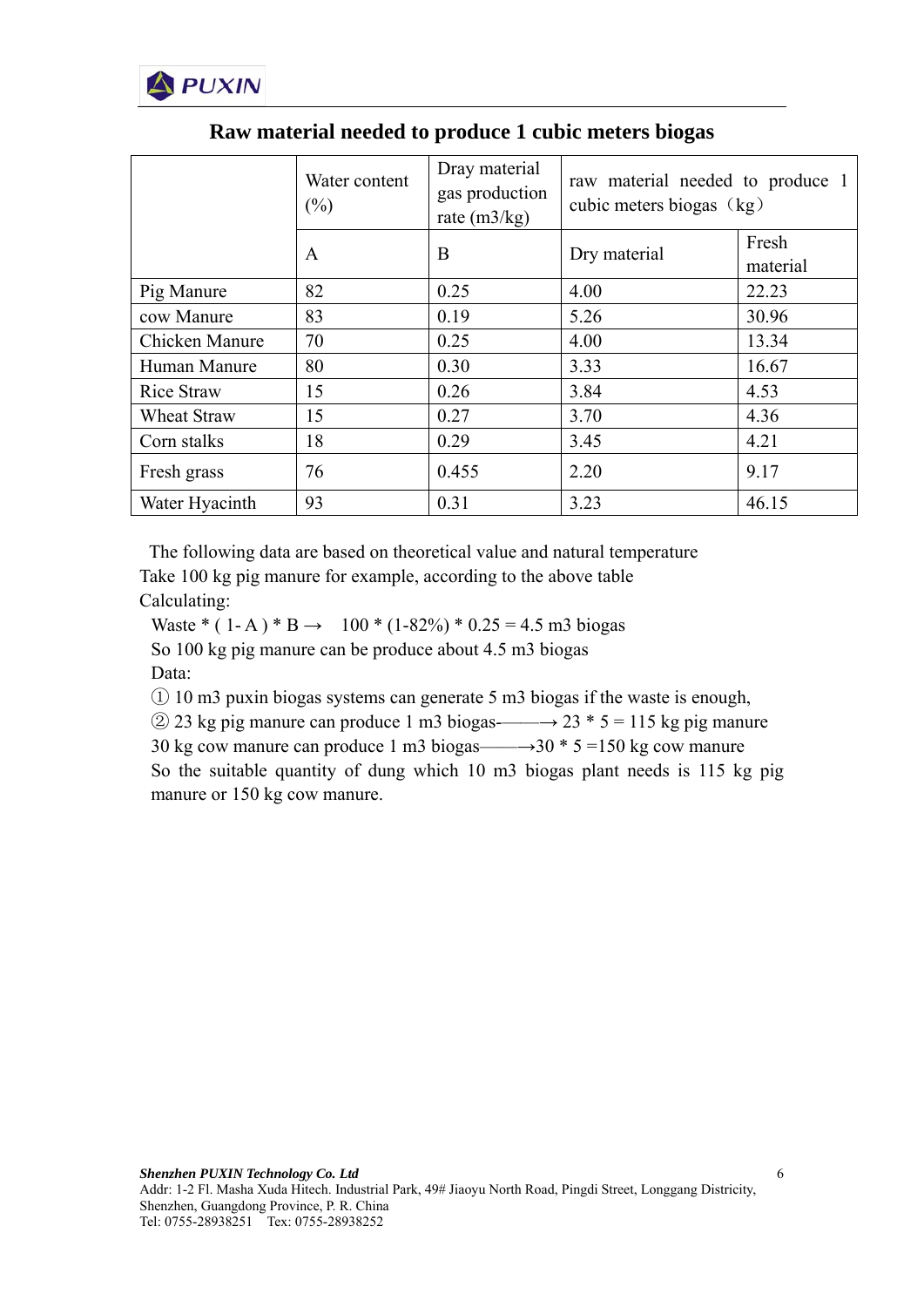## Raw material needed to produce 1 cubic meters biogas

| | Water content (%) | Dray material gas production rate (m3/kg) | raw material needed to produce 1 cubic meters biogas（kg） | |
|---|---|---|---|---|
| | A | B | Dry material | Fresh material |
| Pig Manure | 82 | 0.25 | 4.00 | 22.23 |
| cow Manure | 83 | 0.19 | 5.26 | 30.96 |
| Chicken Manure | 70 | 0.25 | 4.00 | 13.34 |
| Human Manure | 80 | 0.30 | 3.33 | 16.67 |
| Rice Straw | 15 | 0.26 | 3.84 | 4.53 |
| Wheat Straw | 15 | 0.27 | 3.70 | 4.36 |
| Corn stalks | 18 | 0.29 | 3.45 | 4.21 |
| Fresh grass | 76 | 0.455 | 2.20 | 9.17 |
| Water Hyacinth | 93 | 0.31 | 3.23 | 46.15 |

The following data are based on theoretical value and natural temperature

Take 100 kg pig manure for example, according to the above table

Calculating:

Waste * ( 1- A ) * B → 100 * (1-82%) * 0.25 = 4.5 m3 biogas

So 100 kg pig manure can be produce about 4.5 m3 biogas

Data:

① 10 m3 puxin biogas systems can generate 5 m3 biogas if the waste is enough,

② 23 kg pig manure can produce 1 m3 biogas——→ 23 * 5 = 115 kg pig manure

30 kg cow manure can produce 1 m3 biogas——→30 * 5 =150 kg cow manure

So the suitable quantity of dung which 10 m3 biogas plant needs is 115 kg pig manure or 150 kg cow manure.